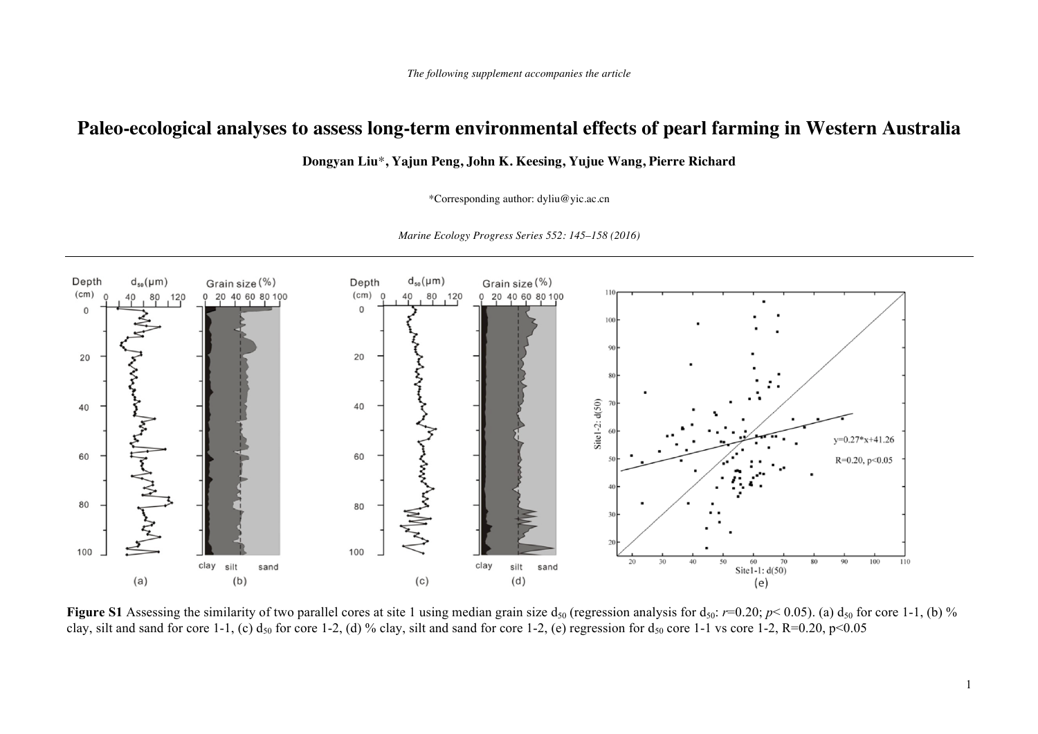*The following supplement accompanies the article*

# Paleo-ecological analyses to assess long-term environmental effects of pearl farming in Western Australia

**Dongyan Liu\*, Yajun Peng, John K. Keesing, Yujue Wang, Pierre Richard**

\*Corresponding author: dyliu@yic.ac.cn

*Marine Ecology Progress Series 552: 145–158 (2016)*

---

**Figure S1** Assessing the similarity of two parallel cores at site 1 using median grain size $d_{50}$ (regression analysis for $d_{50}$: $r$=0.20; $p$< 0.05). (a) $d_{50}$ for core 1-1, (b) % clay, silt and sand for core 1-1, (c) $d_{50}$ for core 1-2, (d) % clay, silt and sand for core 1-2, (e) regression for $d_{50}$ core 1-1 vs core 1-2, R=0.20, p<0.05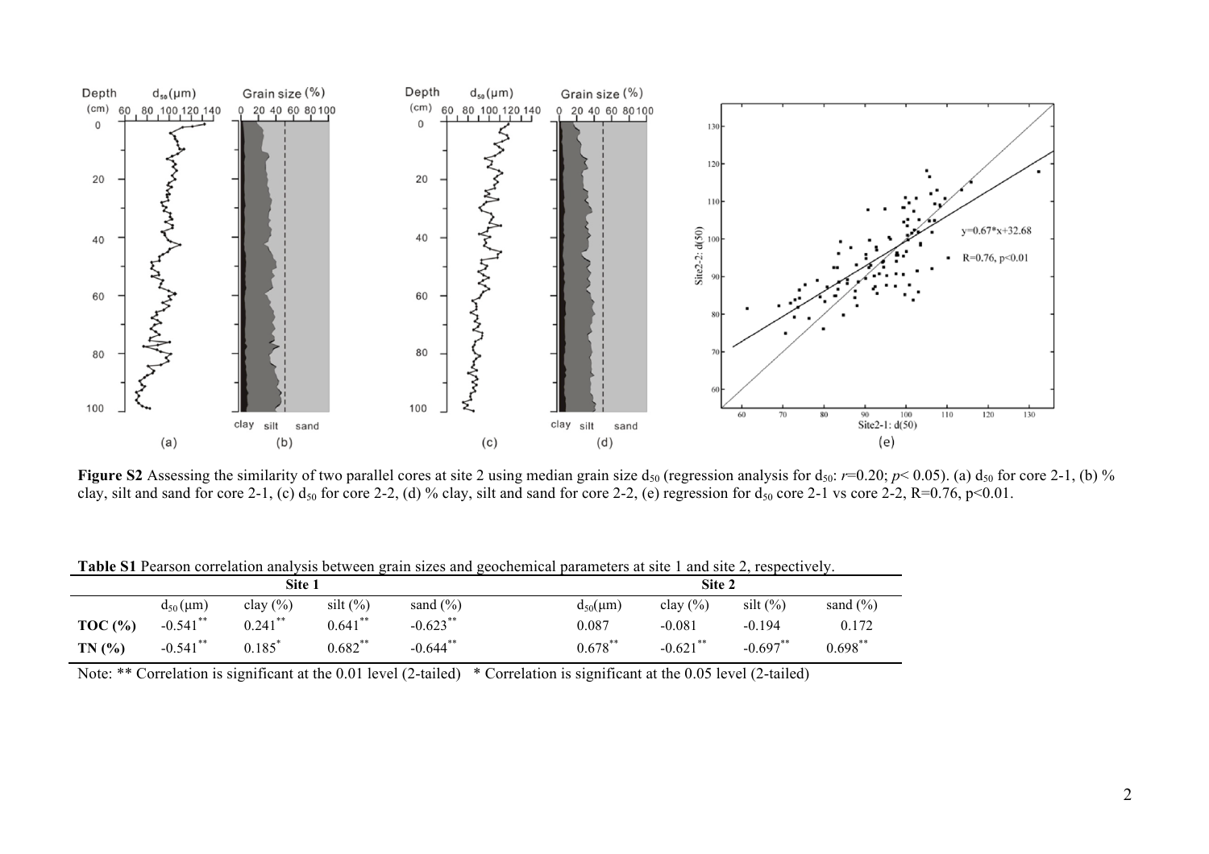Depth (cm)

$d_{50}$ (μm)

60 80 100 120 140

0 20 40 60 80 100

Grain size (%)

0

20

40

60

80

100

clay silt sand

(a) (b)

Depth (cm)

$d_{50}$ (μm)

60 80 100 120 140

Grain size (%)

0 20 40 60 80 100

(c) (d)

y=0.67*x+32.68

R=0.76, p<0.01

Site2-2: d(50)

Site2-1: d(50)

60 70 80 90 100 110 120 130

(e)

**Figure S2** Assessing the similarity of two parallel cores at site 2 using median grain size $d_{50}$ (regression analysis for $d_{50}$: $r$=0.20; $p$< 0.05). (a) $d_{50}$ for core 2-1, (b) % clay, silt and sand for core 2-1, (c) $d_{50}$ for core 2-2, (d) % clay, silt and sand for core 2-2, (e) regression for $d_{50}$ core 2-1 vs core 2-2, R=0.76, p<0.01.

**Table S1** Pearson correlation analysis between grain sizes and geochemical parameters at site 1 and site 2, respectively.

| | Site 1 | | | | Site 2 | | | |
|---|---|---|---|---|---|---|---|---|
| | $d_{50}$ (μm) | clay (%) | silt (%) | sand (%) | $d_{50}$(μm) | clay (%) | silt (%) | sand (%) |
| **TOC (%)** | $-0.541^{**}$ | $0.241^{**}$ | $0.641^{**}$ | $-0.623^{**}$ | 0.087 | -0.081 | -0.194 | 0.172 |
| **TN (%)** | $-0.541^{**}$ | $0.185^{*}$ | $0.682^{**}$ | $-0.644^{**}$ | $0.678^{**}$ | $-0.621^{**}$ | $-0.697^{**}$ | $0.698^{**}$ |

Note: ** Correlation is significant at the 0.01 level (2-tailed) * Correlation is significant at the 0.05 level (2-tailed)